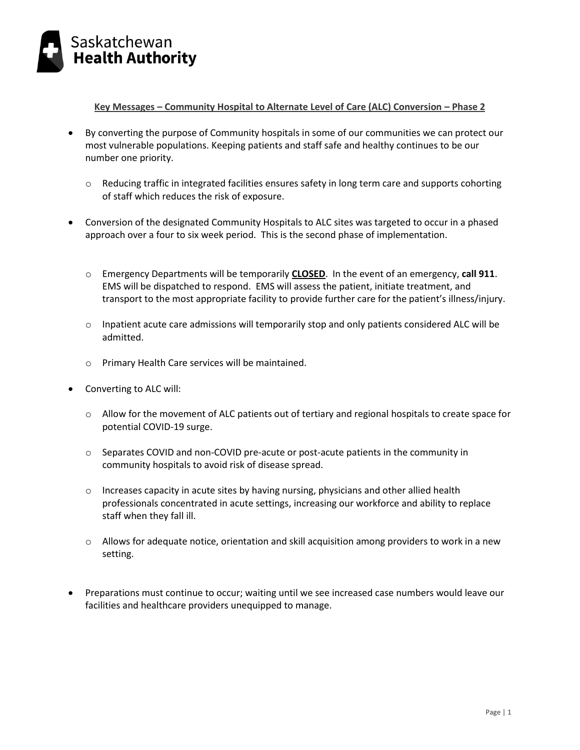Saskatchewan **Health Authority**

## Key Messages – Community Hospital to Alternate Level of Care (ALC) Conversion – Phase 2

- By converting the purpose of Community hospitals in some of our communities we can protect our most vulnerable populations. Keeping patients and staff safe and healthy continues to be our number one priority.
  - Reducing traffic in integrated facilities ensures safety in long term care and supports cohorting of staff which reduces the risk of exposure.
- Conversion of the designated Community Hospitals to ALC sites was targeted to occur in a phased approach over a four to six week period. This is the second phase of implementation.
  - Emergency Departments will be temporarily **CLOSED**. In the event of an emergency, **call 911**. EMS will be dispatched to respond. EMS will assess the patient, initiate treatment, and transport to the most appropriate facility to provide further care for the patient's illness/injury.
  - Inpatient acute care admissions will temporarily stop and only patients considered ALC will be admitted.
  - Primary Health Care services will be maintained.
- Converting to ALC will:
  - Allow for the movement of ALC patients out of tertiary and regional hospitals to create space for potential COVID-19 surge.
  - Separates COVID and non-COVID pre-acute or post-acute patients in the community in community hospitals to avoid risk of disease spread.
  - Increases capacity in acute sites by having nursing, physicians and other allied health professionals concentrated in acute settings, increasing our workforce and ability to replace staff when they fall ill.
  - Allows for adequate notice, orientation and skill acquisition among providers to work in a new setting.
- Preparations must continue to occur; waiting until we see increased case numbers would leave our facilities and healthcare providers unequipped to manage.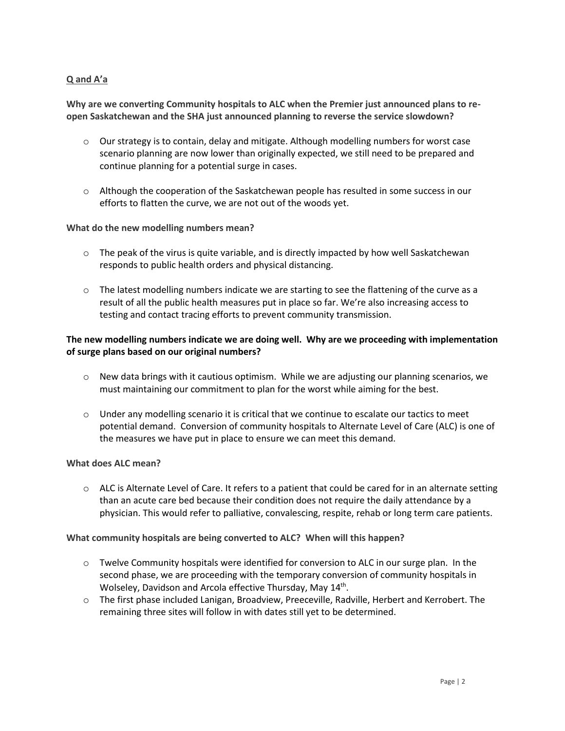Q and A'a

**Why are we converting Community hospitals to ALC when the Premier just announced plans to re-open Saskatchewan and the SHA just announced planning to reverse the service slowdown?**

- Our strategy is to contain, delay and mitigate. Although modelling numbers for worst case scenario planning are now lower than originally expected, we still need to be prepared and continue planning for a potential surge in cases.
- Although the cooperation of the Saskatchewan people has resulted in some success in our efforts to flatten the curve, we are not out of the woods yet.

**What do the new modelling numbers mean?**

- The peak of the virus is quite variable, and is directly impacted by how well Saskatchewan responds to public health orders and physical distancing.
- The latest modelling numbers indicate we are starting to see the flattening of the curve as a result of all the public health measures put in place so far. We're also increasing access to testing and contact tracing efforts to prevent community transmission.

**The new modelling numbers indicate we are doing well. Why are we proceeding with implementation of surge plans based on our original numbers?**

- New data brings with it cautious optimism. While we are adjusting our planning scenarios, we must maintaining our commitment to plan for the worst while aiming for the best.
- Under any modelling scenario it is critical that we continue to escalate our tactics to meet potential demand. Conversion of community hospitals to Alternate Level of Care (ALC) is one of the measures we have put in place to ensure we can meet this demand.

**What does ALC mean?**

- ALC is Alternate Level of Care. It refers to a patient that could be cared for in an alternate setting than an acute care bed because their condition does not require the daily attendance by a physician. This would refer to palliative, convalescing, respite, rehab or long term care patients.

**What community hospitals are being converted to ALC? When will this happen?**

- Twelve Community hospitals were identified for conversion to ALC in our surge plan. In the second phase, we are proceeding with the temporary conversion of community hospitals in Wolseley, Davidson and Arcola effective Thursday, May 14th.
- The first phase included Lanigan, Broadview, Preeceville, Radville, Herbert and Kerrobert. The remaining three sites will follow in with dates still yet to be determined.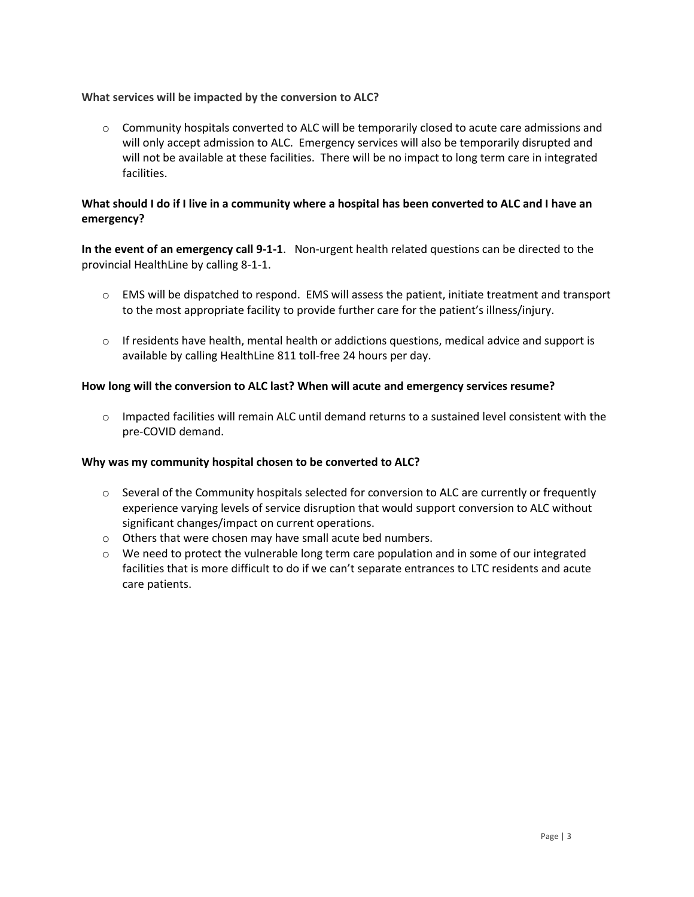**What services will be impacted by the conversion to ALC?**

- Community hospitals converted to ALC will be temporarily closed to acute care admissions and will only accept admission to ALC. Emergency services will also be temporarily disrupted and will not be available at these facilities. There will be no impact to long term care in integrated facilities.

**What should I do if I live in a community where a hospital has been converted to ALC and I have an emergency?**

**In the event of an emergency call 9-1-1**. Non-urgent health related questions can be directed to the provincial HealthLine by calling 8-1-1.

- EMS will be dispatched to respond. EMS will assess the patient, initiate treatment and transport to the most appropriate facility to provide further care for the patient's illness/injury.

- If residents have health, mental health or addictions questions, medical advice and support is available by calling HealthLine 811 toll-free 24 hours per day.

**How long will the conversion to ALC last? When will acute and emergency services resume?**

- Impacted facilities will remain ALC until demand returns to a sustained level consistent with the pre-COVID demand.

**Why was my community hospital chosen to be converted to ALC?**

- Several of the Community hospitals selected for conversion to ALC are currently or frequently experience varying levels of service disruption that would support conversion to ALC without significant changes/impact on current operations.
- Others that were chosen may have small acute bed numbers.
- We need to protect the vulnerable long term care population and in some of our integrated facilities that is more difficult to do if we can't separate entrances to LTC residents and acute care patients.